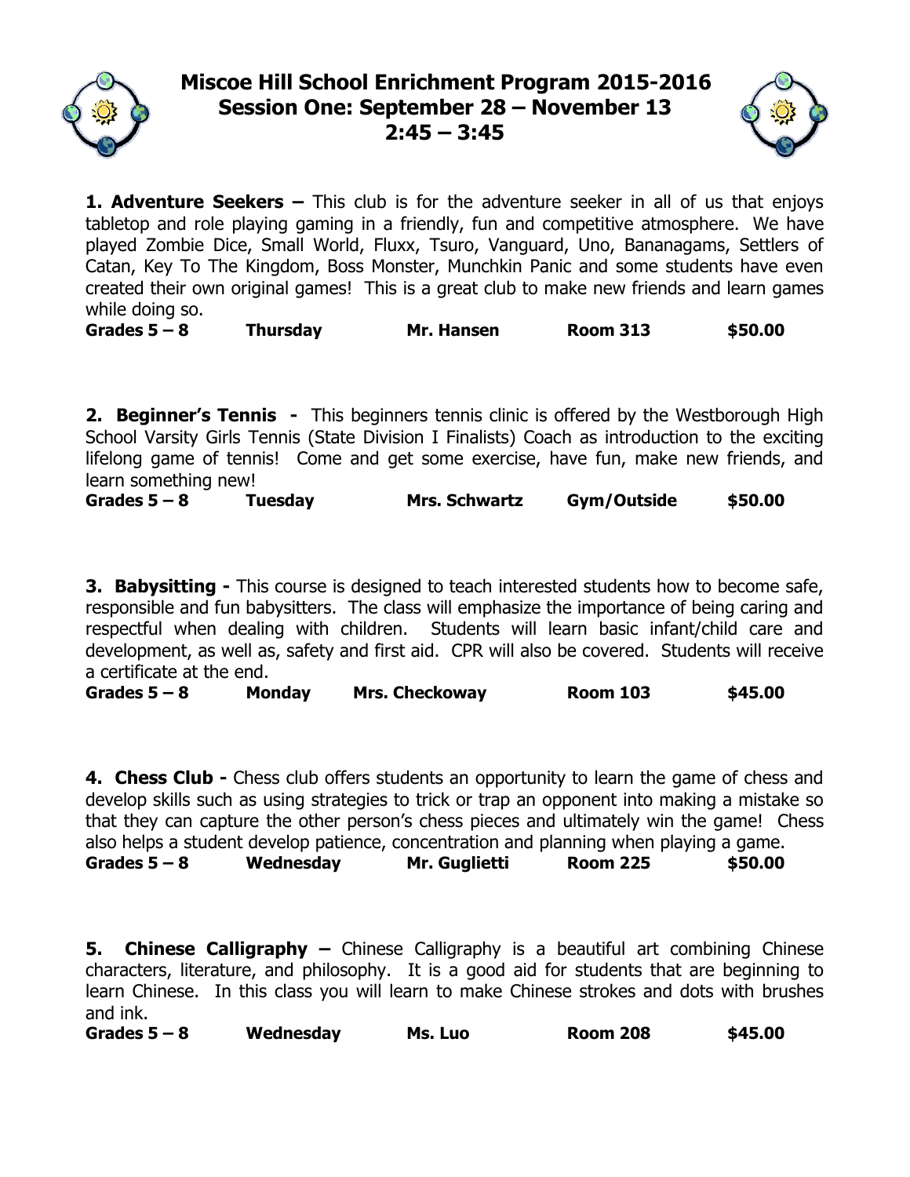# Miscoe Hill School Enrichment Program 2015-2016
## Session One: September 28 – November 13
## 2:45 – 3:45

**1. Adventure Seekers –** This club is for the adventure seeker in all of us that enjoys tabletop and role playing gaming in a friendly, fun and competitive atmosphere. We have played Zombie Dice, Small World, Fluxx, Tsuro, Vanguard, Uno, Bananagams, Settlers of Catan, Key To The Kingdom, Boss Monster, Munchkin Panic and some students have even created their own original games! This is a great club to make new friends and learn games while doing so.

**Grades 5 – 8 Thursday Mr. Hansen Room 313 $50.00**

**2. Beginner's Tennis -** This beginners tennis clinic is offered by the Westborough High School Varsity Girls Tennis (State Division I Finalists) Coach as introduction to the exciting lifelong game of tennis! Come and get some exercise, have fun, make new friends, and learn something new!

**Grades 5 – 8 Tuesday Mrs. Schwartz Gym/Outside $50.00**

**3. Babysitting -** This course is designed to teach interested students how to become safe, responsible and fun babysitters. The class will emphasize the importance of being caring and respectful when dealing with children. Students will learn basic infant/child care and development, as well as, safety and first aid. CPR will also be covered. Students will receive a certificate at the end.

**Grades 5 – 8 Monday Mrs. Checkoway Room 103 $45.00**

**4. Chess Club -** Chess club offers students an opportunity to learn the game of chess and develop skills such as using strategies to trick or trap an opponent into making a mistake so that they can capture the other person's chess pieces and ultimately win the game! Chess also helps a student develop patience, concentration and planning when playing a game.

**Grades 5 – 8 Wednesday Mr. Guglietti Room 225 $50.00**

**5. Chinese Calligraphy –** Chinese Calligraphy is a beautiful art combining Chinese characters, literature, and philosophy. It is a good aid for students that are beginning to learn Chinese. In this class you will learn to make Chinese strokes and dots with brushes and ink.

**Grades 5 – 8 Wednesday Ms. Luo Room 208 $45.00**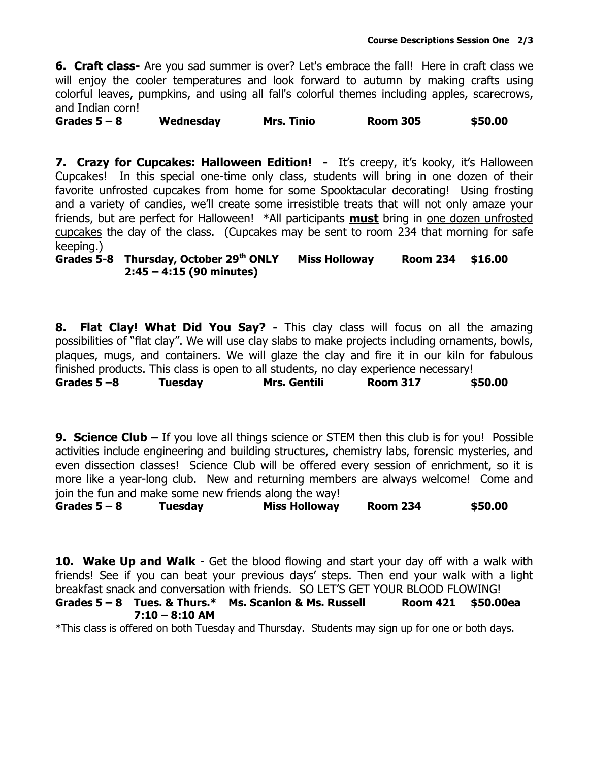**6. Craft class-** Are you sad summer is over? Let's embrace the fall! Here in craft class we will enjoy the cooler temperatures and look forward to autumn by making crafts using colorful leaves, pumpkins, and using all fall's colorful themes including apples, scarecrows, and Indian corn!

**Grades 5 – 8 Wednesday Mrs. Tinio Room 305 $50.00**

**7. Crazy for Cupcakes: Halloween Edition! -** It's creepy, it's kooky, it's Halloween Cupcakes! In this special one-time only class, students will bring in one dozen of their favorite unfrosted cupcakes from home for some Spooktacular decorating! Using frosting and a variety of candies, we'll create some irresistible treats that will not only amaze your friends, but are perfect for Halloween! *All participants **must** bring in one dozen unfrosted cupcakes the day of the class. (Cupcakes may be sent to room 234 that morning for safe keeping.)

**Grades 5-8 Thursday, October 29th ONLY Miss Holloway Room 234 $16.00**
**2:45 – 4:15 (90 minutes)**

**8. Flat Clay! What Did You Say? -** This clay class will focus on all the amazing possibilities of "flat clay". We will use clay slabs to make projects including ornaments, bowls, plaques, mugs, and containers. We will glaze the clay and fire it in our kiln for fabulous finished products. This class is open to all students, no clay experience necessary!

**Grades 5 –8 Tuesday Mrs. Gentili Room 317 $50.00**

**9. Science Club –** If you love all things science or STEM then this club is for you! Possible activities include engineering and building structures, chemistry labs, forensic mysteries, and even dissection classes! Science Club will be offered every session of enrichment, so it is more like a year-long club. New and returning members are always welcome! Come and join the fun and make some new friends along the way!

**Grades 5 – 8 Tuesday Miss Holloway Room 234 $50.00**

**10. Wake Up and Walk** - Get the blood flowing and start your day off with a walk with friends! See if you can beat your previous days' steps. Then end your walk with a light breakfast snack and conversation with friends. SO LET'S GET YOUR BLOOD FLOWING!

**Grades 5 – 8 Tues. & Thurs.* Ms. Scanlon & Ms. Russell Room 421 $50.00ea**
**7:10 – 8:10 AM**

*This class is offered on both Tuesday and Thursday. Students may sign up for one or both days.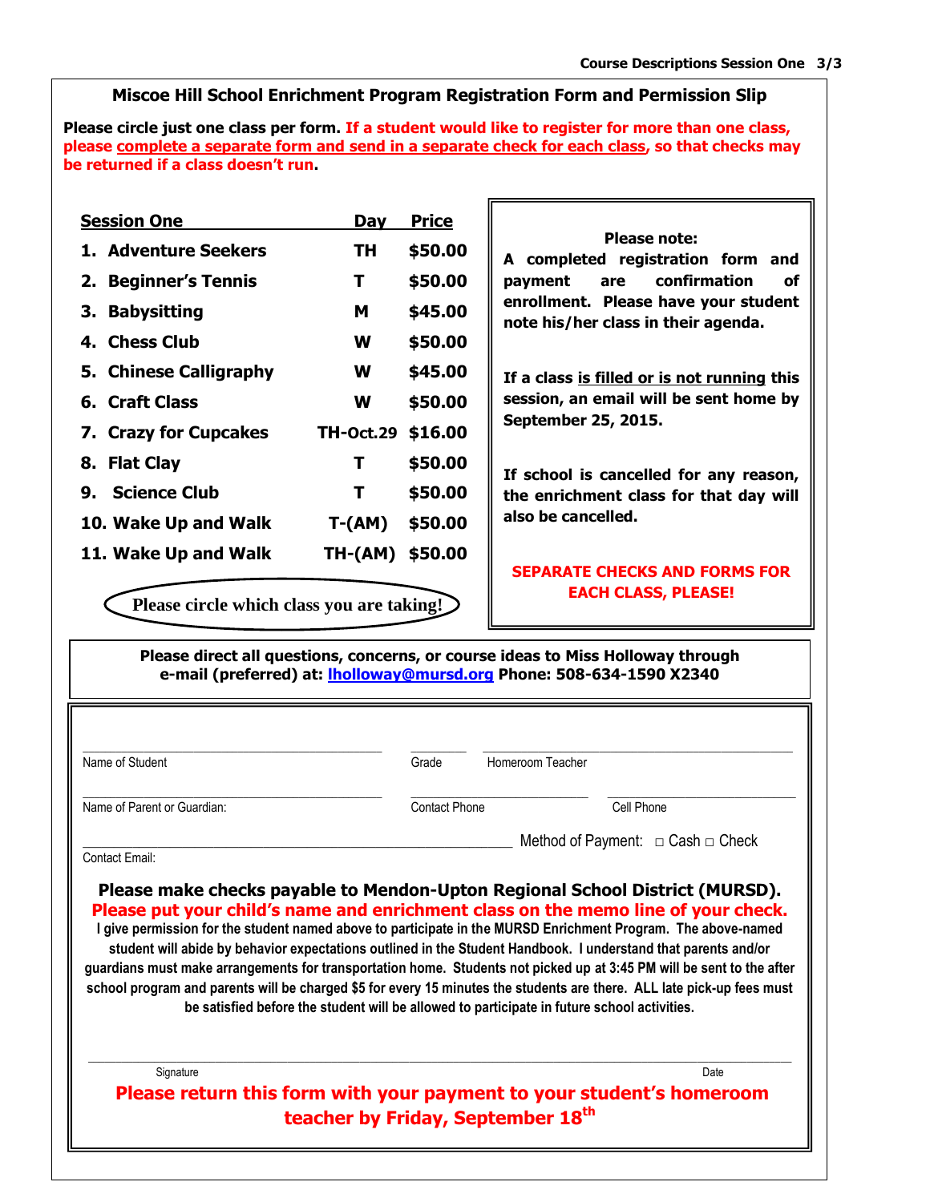## Miscoe Hill School Enrichment Program Registration Form and Permission Slip

**Please circle just one class per form. If a student would like to register for more than one class, please complete a separate form and send in a separate check for each class, so that checks may be returned if a class doesn't run.**

| Session One | Day | Price |
|---|---|---|
| 1. Adventure Seekers | TH | $50.00 |
| 2. Beginner's Tennis | T | $50.00 |
| 3. Babysitting | M | $45.00 |
| 4. Chess Club | W | $50.00 |
| 5. Chinese Calligraphy | W | $45.00 |
| 6. Craft Class | W | $50.00 |
| 7. Crazy for Cupcakes | TH-Oct.29 | $16.00 |
| 8. Flat Clay | T | $50.00 |
| 9. Science Club | T | $50.00 |
| 10. Wake Up and Walk | T-(AM) | $50.00 |
| 11. Wake Up and Walk | TH-(AM) | $50.00 |

**Please circle which class you are taking!**

**Please note:**
**A completed registration form and payment are confirmation of enrollment. Please have your student note his/her class in their agenda.**

**If a class is filled or is not running this session, an email will be sent home by September 25, 2015.**

**If school is cancelled for any reason, the enrichment class for that day will also be cancelled.**

**SEPARATE CHECKS AND FORMS FOR EACH CLASS, PLEASE!**

**Please direct all questions, concerns, or course ideas to Miss Holloway through e-mail (preferred) at: lholloway@mursd.org Phone: 508-634-1590 X2340**

Name of Student ____________________ Grade ______ Homeroom Teacher ____________________

Name of Parent or Guardian: ____________________ Contact Phone ____________________ Cell Phone ____________________

Contact Email: ____________________ Method of Payment: □ Cash □ Check

**Please make checks payable to Mendon-Upton Regional School District (MURSD).**
**Please put your child's name and enrichment class on the memo line of your check.**
**I give permission for the student named above to participate in the MURSD Enrichment Program. The above-named student will abide by behavior expectations outlined in the Student Handbook. I understand that parents and/or guardians must make arrangements for transportation home. Students not picked up at 3:45 PM will be sent to the after school program and parents will be charged $5 for every 15 minutes the students are there. ALL late pick-up fees must be satisfied before the student will be allowed to participate in future school activities.**

Signature ____________________ Date ____________________

**Please return this form with your payment to your student's homeroom teacher by Friday, September 18th**